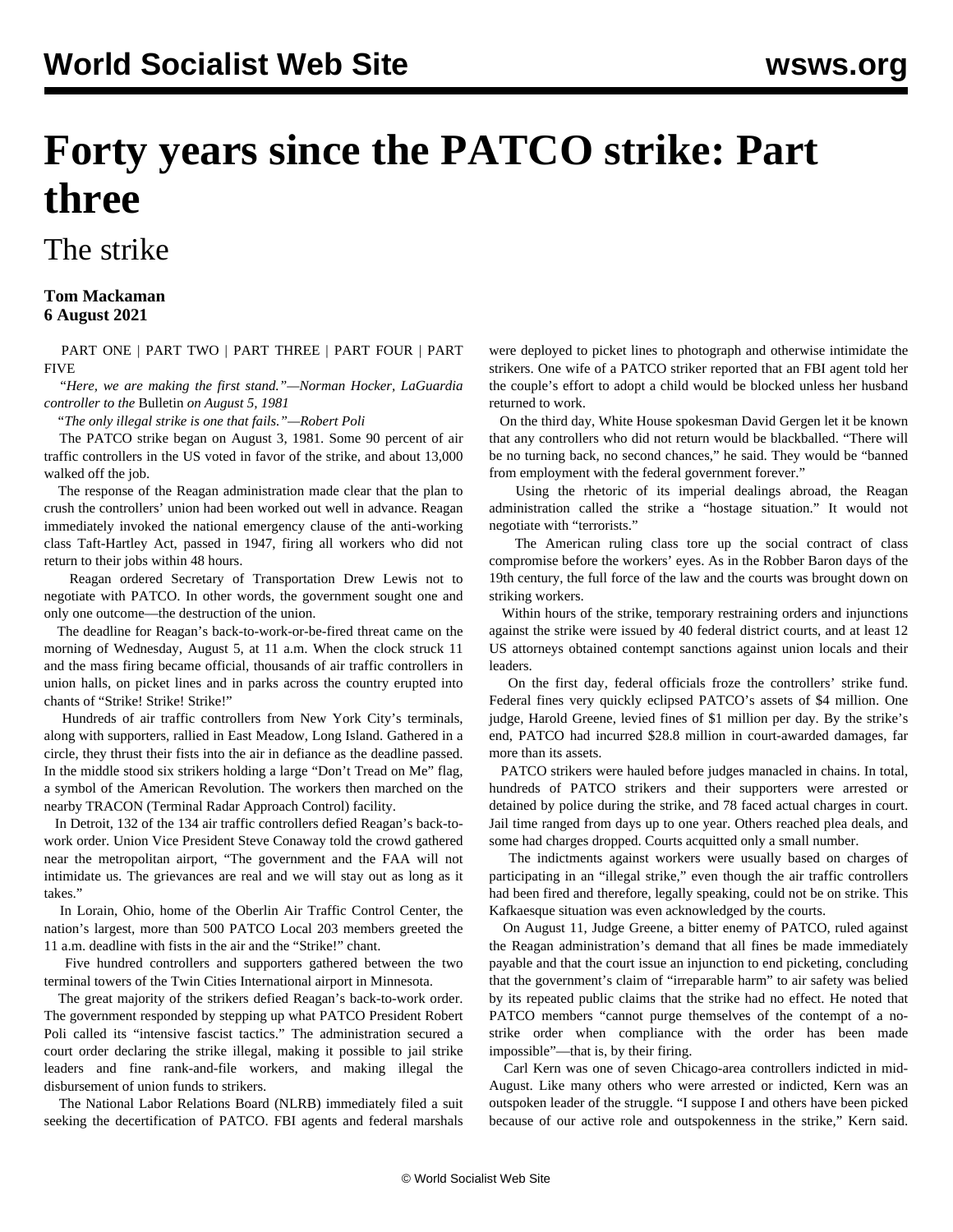# Forty years since the PATCO strike: Part three

## The strike

**Tom Mackaman**
**6 August 2021**

PART ONE | PART TWO | PART THREE | PART FOUR | PART FIVE

*"Here, we are making the first stand."—Norman Hocker, LaGuardia controller to the* Bulletin *on August 5, 1981*

*"The only illegal strike is one that fails."—Robert Poli*

The PATCO strike began on August 3, 1981. Some 90 percent of air traffic controllers in the US voted in favor of the strike, and about 13,000 walked off the job.

The response of the Reagan administration made clear that the plan to crush the controllers' union had been worked out well in advance. Reagan immediately invoked the national emergency clause of the anti-working class Taft-Hartley Act, passed in 1947, firing all workers who did not return to their jobs within 48 hours.

Reagan ordered Secretary of Transportation Drew Lewis not to negotiate with PATCO. In other words, the government sought one and only one outcome—the destruction of the union.

The deadline for Reagan's back-to-work-or-be-fired threat came on the morning of Wednesday, August 5, at 11 a.m. When the clock struck 11 and the mass firing became official, thousands of air traffic controllers in union halls, on picket lines and in parks across the country erupted into chants of "Strike! Strike! Strike!"

Hundreds of air traffic controllers from New York City's terminals, along with supporters, rallied in East Meadow, Long Island. Gathered in a circle, they thrust their fists into the air in defiance as the deadline passed. In the middle stood six strikers holding a large "Don't Tread on Me" flag, a symbol of the American Revolution. The workers then marched on the nearby TRACON (Terminal Radar Approach Control) facility.

In Detroit, 132 of the 134 air traffic controllers defied Reagan's back-to-work order. Union Vice President Steve Conaway told the crowd gathered near the metropolitan airport, "The government and the FAA will not intimidate us. The grievances are real and we will stay out as long as it takes."

In Lorain, Ohio, home of the Oberlin Air Traffic Control Center, the nation's largest, more than 500 PATCO Local 203 members greeted the 11 a.m. deadline with fists in the air and the "Strike!" chant.

Five hundred controllers and supporters gathered between the two terminal towers of the Twin Cities International airport in Minnesota.

The great majority of the strikers defied Reagan's back-to-work order. The government responded by stepping up what PATCO President Robert Poli called its "intensive fascist tactics." The administration secured a court order declaring the strike illegal, making it possible to jail strike leaders and fine rank-and-file workers, and making illegal the disbursement of union funds to strikers.

The National Labor Relations Board (NLRB) immediately filed a suit seeking the decertification of PATCO. FBI agents and federal marshals were deployed to picket lines to photograph and otherwise intimidate the strikers. One wife of a PATCO striker reported that an FBI agent told her the couple's effort to adopt a child would be blocked unless her husband returned to work.

On the third day, White House spokesman David Gergen let it be known that any controllers who did not return would be blackballed. "There will be no turning back, no second chances," he said. They would be "banned from employment with the federal government forever."

Using the rhetoric of its imperial dealings abroad, the Reagan administration called the strike a "hostage situation." It would not negotiate with "terrorists."

The American ruling class tore up the social contract of class compromise before the workers' eyes. As in the Robber Baron days of the 19th century, the full force of the law and the courts was brought down on striking workers.

Within hours of the strike, temporary restraining orders and injunctions against the strike were issued by 40 federal district courts, and at least 12 US attorneys obtained contempt sanctions against union locals and their leaders.

On the first day, federal officials froze the controllers' strike fund. Federal fines very quickly eclipsed PATCO's assets of $4 million. One judge, Harold Greene, levied fines of $1 million per day. By the strike's end, PATCO had incurred $28.8 million in court-awarded damages, far more than its assets.

PATCO strikers were hauled before judges manacled in chains. In total, hundreds of PATCO strikers and their supporters were arrested or detained by police during the strike, and 78 faced actual charges in court. Jail time ranged from days up to one year. Others reached plea deals, and some had charges dropped. Courts acquitted only a small number.

The indictments against workers were usually based on charges of participating in an "illegal strike," even though the air traffic controllers had been fired and therefore, legally speaking, could not be on strike. This Kafkaesque situation was even acknowledged by the courts.

On August 11, Judge Greene, a bitter enemy of PATCO, ruled against the Reagan administration's demand that all fines be made immediately payable and that the court issue an injunction to end picketing, concluding that the government's claim of "irreparable harm" to air safety was belied by its repeated public claims that the strike had no effect. He noted that PATCO members "cannot purge themselves of the contempt of a no-strike order when compliance with the order has been made impossible"—that is, by their firing.

Carl Kern was one of seven Chicago-area controllers indicted in mid-August. Like many others who were arrested or indicted, Kern was an outspoken leader of the struggle. "I suppose I and others have been picked because of our active role and outspokenness in the strike," Kern said.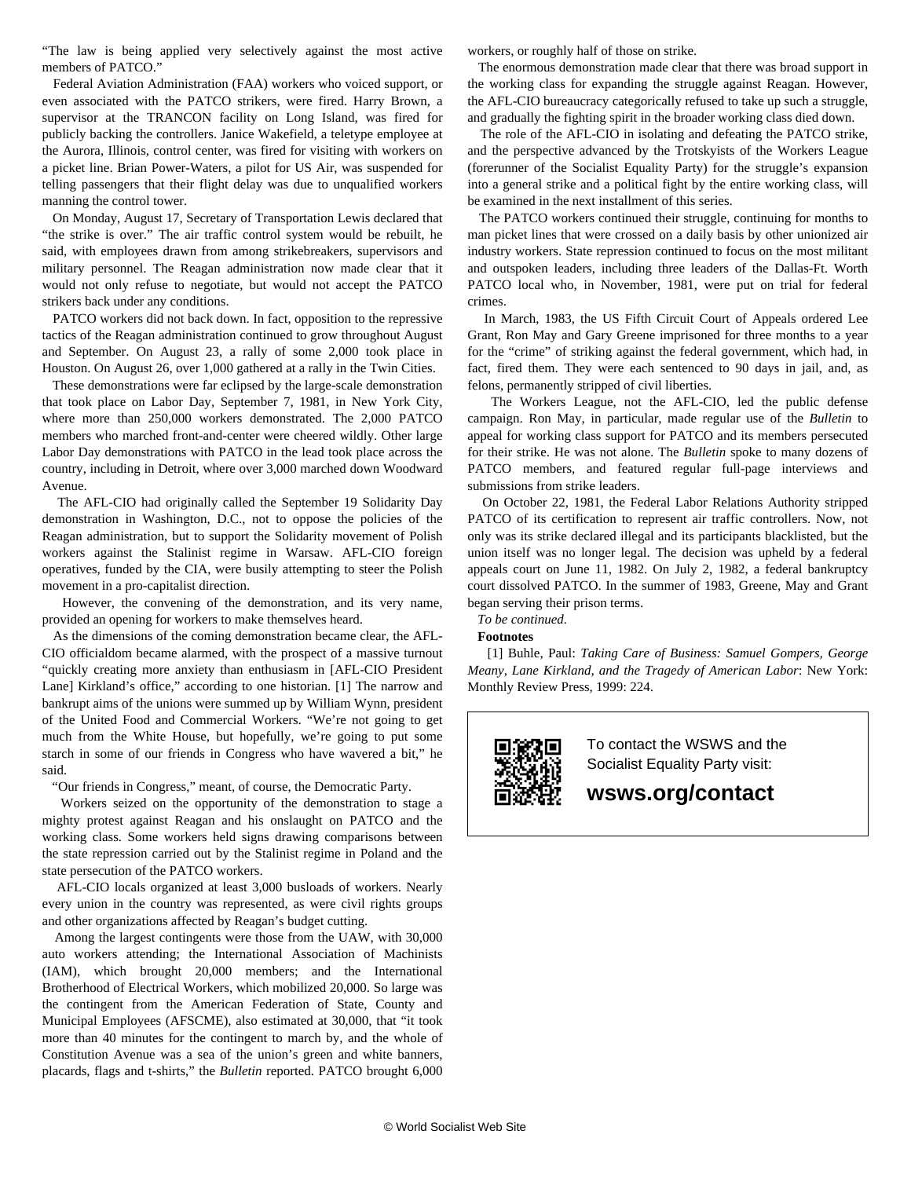"The law is being applied very selectively against the most active members of PATCO."

Federal Aviation Administration (FAA) workers who voiced support, or even associated with the PATCO strikers, were fired. Harry Brown, a supervisor at the TRANCON facility on Long Island, was fired for publicly backing the controllers. Janice Wakefield, a teletype employee at the Aurora, Illinois, control center, was fired for visiting with workers on a picket line. Brian Power-Waters, a pilot for US Air, was suspended for telling passengers that their flight delay was due to unqualified workers manning the control tower.

On Monday, August 17, Secretary of Transportation Lewis declared that "the strike is over." The air traffic control system would be rebuilt, he said, with employees drawn from among strikebreakers, supervisors and military personnel. The Reagan administration now made clear that it would not only refuse to negotiate, but would not accept the PATCO strikers back under any conditions.

PATCO workers did not back down. In fact, opposition to the repressive tactics of the Reagan administration continued to grow throughout August and September. On August 23, a rally of some 2,000 took place in Houston. On August 26, over 1,000 gathered at a rally in the Twin Cities.

These demonstrations were far eclipsed by the large-scale demonstration that took place on Labor Day, September 7, 1981, in New York City, where more than 250,000 workers demonstrated. The 2,000 PATCO members who marched front-and-center were cheered wildly. Other large Labor Day demonstrations with PATCO in the lead took place across the country, including in Detroit, where over 3,000 marched down Woodward Avenue.

The AFL-CIO had originally called the September 19 Solidarity Day demonstration in Washington, D.C., not to oppose the policies of the Reagan administration, but to support the Solidarity movement of Polish workers against the Stalinist regime in Warsaw. AFL-CIO foreign operatives, funded by the CIA, were busily attempting to steer the Polish movement in a pro-capitalist direction.

However, the convening of the demonstration, and its very name, provided an opening for workers to make themselves heard.

As the dimensions of the coming demonstration became clear, the AFL-CIO officialdom became alarmed, with the prospect of a massive turnout "quickly creating more anxiety than enthusiasm in [AFL-CIO President Lane] Kirkland's office," according to one historian. [1] The narrow and bankrupt aims of the unions were summed up by William Wynn, president of the United Food and Commercial Workers. "We're not going to get much from the White House, but hopefully, we're going to put some starch in some of our friends in Congress who have wavered a bit," he said.

"Our friends in Congress," meant, of course, the Democratic Party.

Workers seized on the opportunity of the demonstration to stage a mighty protest against Reagan and his onslaught on PATCO and the working class. Some workers held signs drawing comparisons between the state repression carried out by the Stalinist regime in Poland and the state persecution of the PATCO workers.

AFL-CIO locals organized at least 3,000 busloads of workers. Nearly every union in the country was represented, as were civil rights groups and other organizations affected by Reagan's budget cutting.

Among the largest contingents were those from the UAW, with 30,000 auto workers attending; the International Association of Machinists (IAM), which brought 20,000 members; and the International Brotherhood of Electrical Workers, which mobilized 20,000. So large was the contingent from the American Federation of State, County and Municipal Employees (AFSCME), also estimated at 30,000, that "it took more than 40 minutes for the contingent to march by, and the whole of Constitution Avenue was a sea of the union's green and white banners, placards, flags and t-shirts," the *Bulletin* reported. PATCO brought 6,000 workers, or roughly half of those on strike.

The enormous demonstration made clear that there was broad support in the working class for expanding the struggle against Reagan. However, the AFL-CIO bureaucracy categorically refused to take up such a struggle, and gradually the fighting spirit in the broader working class died down.

The role of the AFL-CIO in isolating and defeating the PATCO strike, and the perspective advanced by the Trotskyists of the Workers League (forerunner of the Socialist Equality Party) for the struggle's expansion into a general strike and a political fight by the entire working class, will be examined in the next installment of this series.

The PATCO workers continued their struggle, continuing for months to man picket lines that were crossed on a daily basis by other unionized air industry workers. State repression continued to focus on the most militant and outspoken leaders, including three leaders of the Dallas-Ft. Worth PATCO local who, in November, 1981, were put on trial for federal crimes.

In March, 1983, the US Fifth Circuit Court of Appeals ordered Lee Grant, Ron May and Gary Greene imprisoned for three months to a year for the "crime" of striking against the federal government, which had, in fact, fired them. They were each sentenced to 90 days in jail, and, as felons, permanently stripped of civil liberties.

The Workers League, not the AFL-CIO, led the public defense campaign. Ron May, in particular, made regular use of the *Bulletin* to appeal for working class support for PATCO and its members persecuted for their strike. He was not alone. The *Bulletin* spoke to many dozens of PATCO members, and featured regular full-page interviews and submissions from strike leaders.

On October 22, 1981, the Federal Labor Relations Authority stripped PATCO of its certification to represent air traffic controllers. Now, not only was its strike declared illegal and its participants blacklisted, but the union itself was no longer legal. The decision was upheld by a federal appeals court on June 11, 1982. On July 2, 1982, a federal bankruptcy court dissolved PATCO. In the summer of 1983, Greene, May and Grant began serving their prison terms.

*To be continued.*

**Footnotes**

[1] Buhle, Paul: *Taking Care of Business: Samuel Gompers, George Meany, Lane Kirkland, and the Tragedy of American Labor*: New York: Monthly Review Press, 1999: 224.

To contact the WSWS and the Socialist Equality Party visit:

**wsws.org/contact**